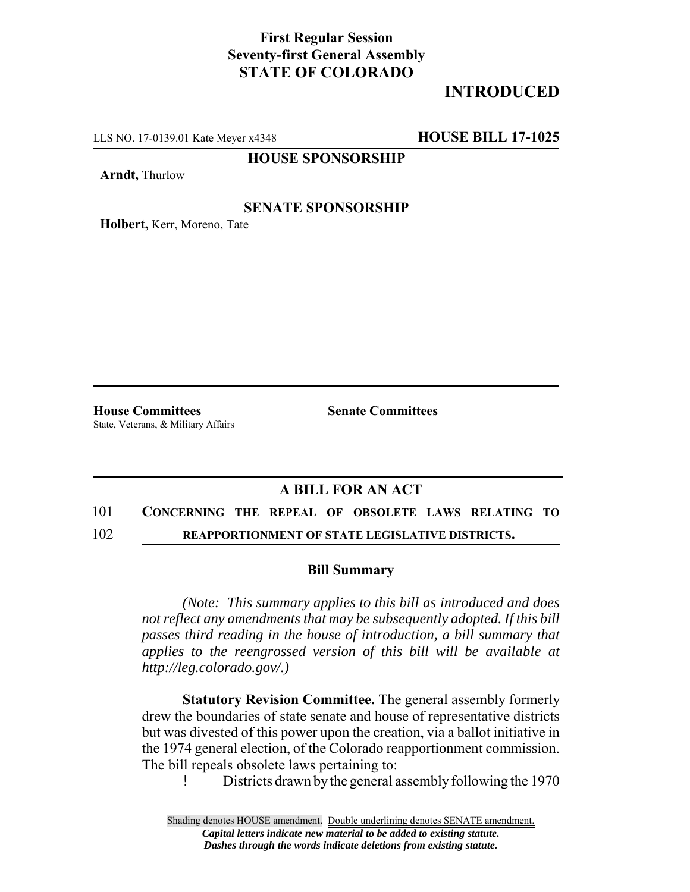**First Regular Session**
**Seventy-first General Assembly**
**STATE OF COLORADO**

# INTRODUCED

LLS NO. 17-0139.01 Kate Meyer x4348 **HOUSE BILL 17-1025**

**HOUSE SPONSORSHIP**

**Arndt,** Thurlow

**SENATE SPONSORSHIP**

**Holbert,** Kerr, Moreno, Tate

**House Committees**
State, Veterans, & Military Affairs

**Senate Committees**

## A BILL FOR AN ACT

101 **CONCERNING THE REPEAL OF OBSOLETE LAWS RELATING TO**
102 **REAPPORTIONMENT OF STATE LEGISLATIVE DISTRICTS.**

### Bill Summary

*(Note: This summary applies to this bill as introduced and does not reflect any amendments that may be subsequently adopted. If this bill passes third reading in the house of introduction, a bill summary that applies to the reengrossed version of this bill will be available at http://leg.colorado.gov/.)*

**Statutory Revision Committee.** The general assembly formerly drew the boundaries of state senate and house of representative districts but was divested of this power upon the creation, via a ballot initiative in the 1974 general election, of the Colorado reapportionment commission. The bill repeals obsolete laws pertaining to:

- Districts drawn by the general assembly following the 1970

Shading denotes HOUSE amendment. Double underlining denotes SENATE amendment.
*Capital letters indicate new material to be added to existing statute.*
*Dashes through the words indicate deletions from existing statute.*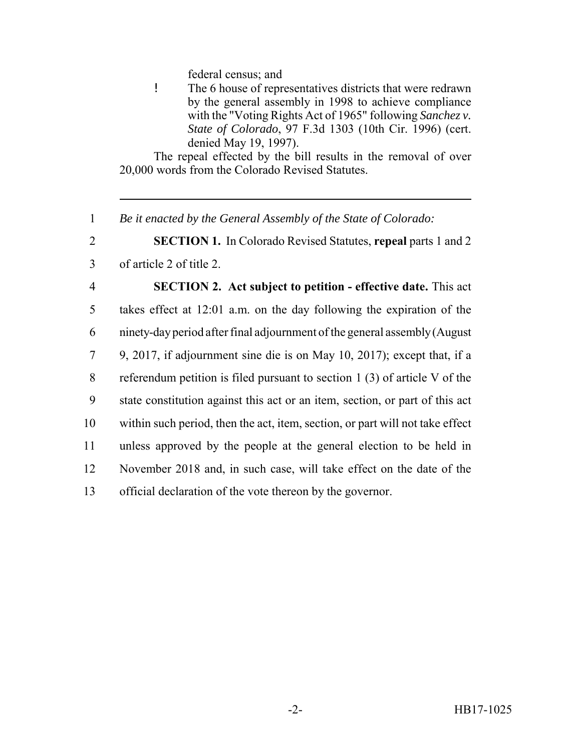federal census; and

- The 6 house of representatives districts that were redrawn by the general assembly in 1998 to achieve compliance with the "Voting Rights Act of 1965" following *Sanchez v. State of Colorado*, 97 F.3d 1303 (10th Cir. 1996) (cert. denied May 19, 1997).

The repeal effected by the bill results in the removal of over 20,000 words from the Colorado Revised Statutes.

---

1 *Be it enacted by the General Assembly of the State of Colorado:*

2 **SECTION 1.** In Colorado Revised Statutes, **repeal** parts 1 and 2
3 of article 2 of title 2.

4 **SECTION 2. Act subject to petition - effective date.** This act
5 takes effect at 12:01 a.m. on the day following the expiration of the
6 ninety-day period after final adjournment of the general assembly (August
7 9, 2017, if adjournment sine die is on May 10, 2017); except that, if a
8 referendum petition is filed pursuant to section 1 (3) of article V of the
9 state constitution against this act or an item, section, or part of this act
10 within such period, then the act, item, section, or part will not take effect
11 unless approved by the people at the general election to be held in
12 November 2018 and, in such case, will take effect on the date of the
13 official declaration of the vote thereon by the governor.